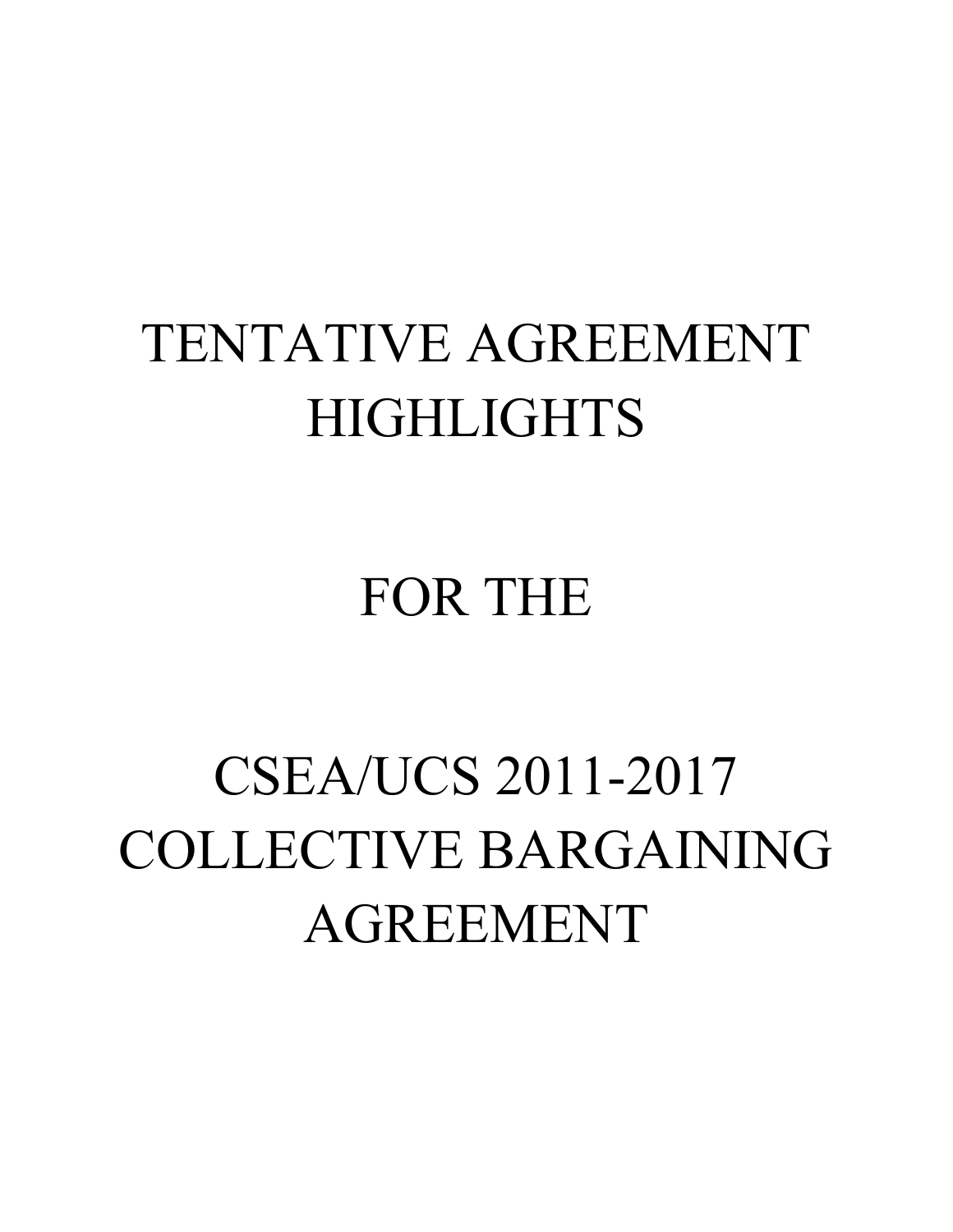# TENTATIVE AGREEMENT HIGHLIGHTS

# FOR THE

# CSEA/UCS 2011-2017 COLLECTIVE BARGAINING AGREEMENT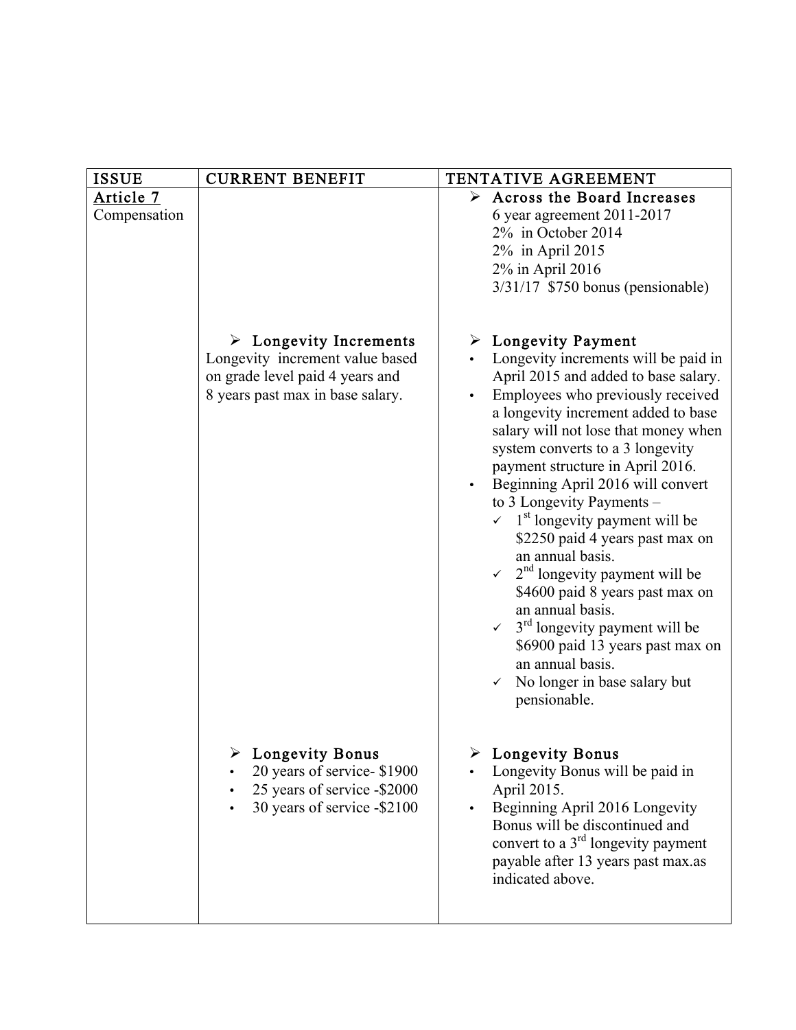| ISSUE | CURRENT BENEFIT | TENTATIVE AGREEMENT |
|---|---|---|
| Article 7<br>Compensation | | ➢ **Across the Board Increases**<br>6 year agreement 2011-2017<br>2% in October 2014<br>2% in April 2015<br>2% in April 2016<br>3/31/17 $750 bonus (pensionable) |
| | ➢ **Longevity Increments**<br>Longevity increment value based on grade level paid 4 years and 8 years past max in base salary. | ➢ **Longevity Payment**<br>• Longevity increments will be paid in April 2015 and added to base salary.<br>• Employees who previously received a longevity increment added to base salary will not lose that money when system converts to a 3 longevity payment structure in April 2016.<br>• Beginning April 2016 will convert to 3 Longevity Payments –<br>✓ 1st longevity payment will be $2250 paid 4 years past max on an annual basis.<br>✓ 2nd longevity payment will be $4600 paid 8 years past max on an annual basis.<br>✓ 3rd longevity payment will be $6900 paid 13 years past max on an annual basis.<br>✓ No longer in base salary but pensionable. |
| | ➢ **Longevity Bonus**<br>• 20 years of service- $1900<br>• 25 years of service -$2000<br>• 30 years of service -$2100 | ➢ **Longevity Bonus**<br>• Longevity Bonus will be paid in April 2015.<br>• Beginning April 2016 Longevity Bonus will be discontinued and convert to a 3rd longevity payment payable after 13 years past max.as indicated above. |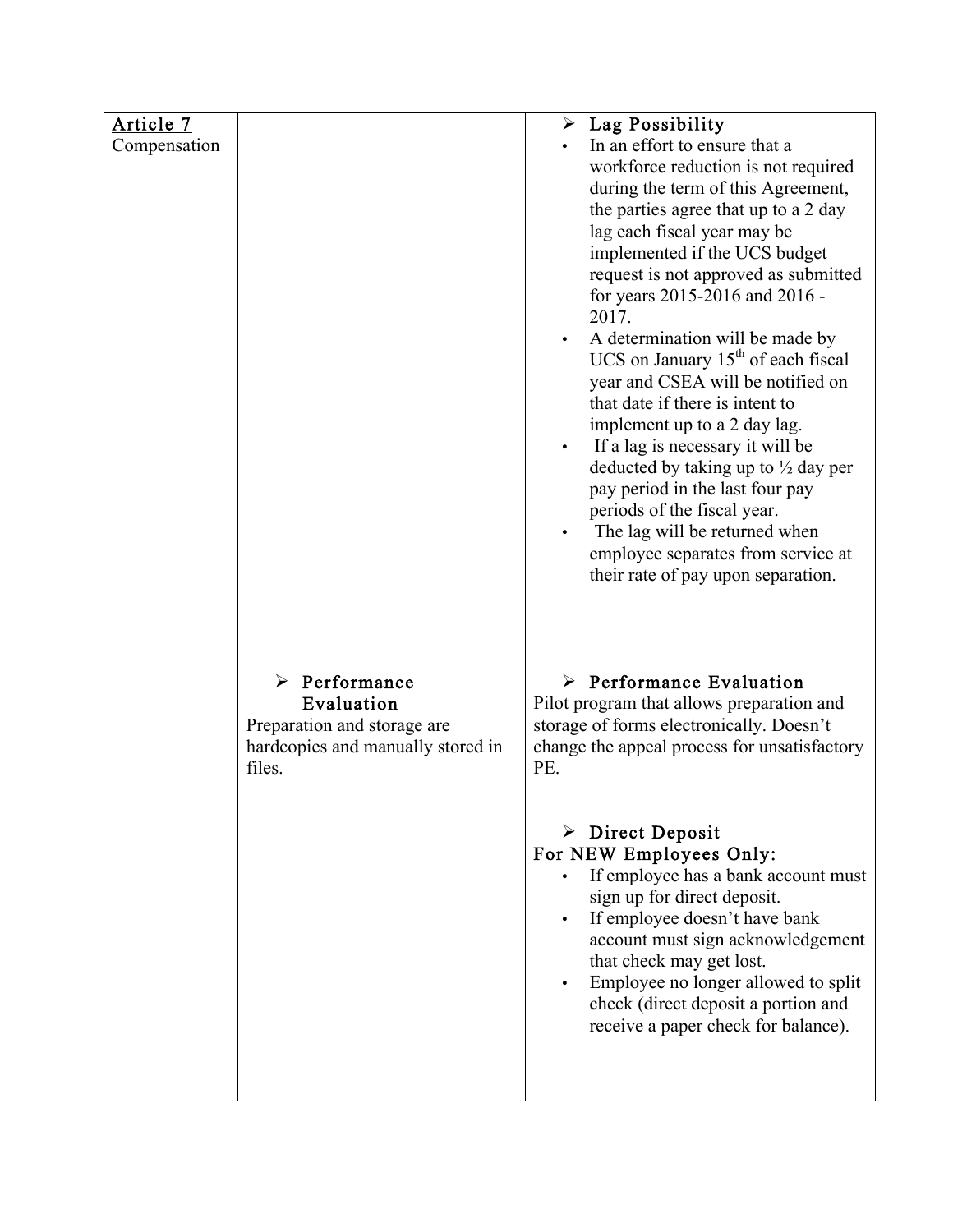| | | |
|---|---|---|
| **Article 7**<br>Compensation | | ➢ **Lag Possibility**<br>• In an effort to ensure that a workforce reduction is not required during the term of this Agreement, the parties agree that up to a 2 day lag each fiscal year may be implemented if the UCS budget request is not approved as submitted for years 2015-2016 and 2016 - 2017.<br>• A determination will be made by UCS on January 15th of each fiscal year and CSEA will be notified on that date if there is intent to implement up to a 2 day lag.<br>• If a lag is necessary it will be deducted by taking up to ½ day per pay period in the last four pay periods of the fiscal year.<br>• The lag will be returned when employee separates from service at their rate of pay upon separation. |
| | ➢ **Performance Evaluation**<br>Preparation and storage are hardcopies and manually stored in files. | ➢ **Performance Evaluation**<br>Pilot program that allows preparation and storage of forms electronically. Doesn't change the appeal process for unsatisfactory PE. |
| | | ➢ **Direct Deposit**<br>**For NEW Employees Only:**<br>• If employee has a bank account must sign up for direct deposit.<br>• If employee doesn't have bank account must sign acknowledgement that check may get lost.<br>• Employee no longer allowed to split check (direct deposit a portion and receive a paper check for balance). |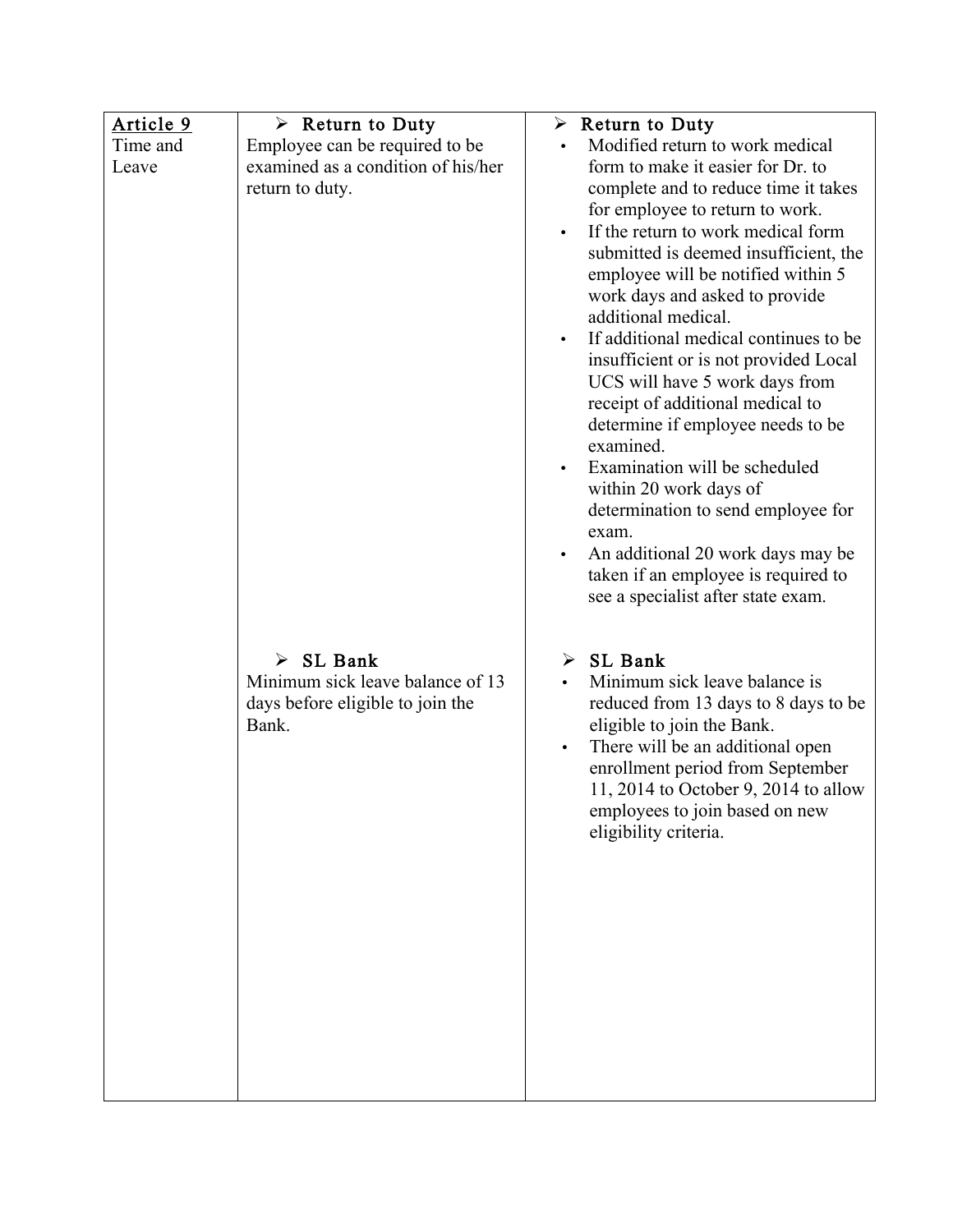| | | |
|---|---|---|
| <u>Article 9</u><br>Time and Leave | ➢ **Return to Duty**<br>Employee can be required to be examined as a condition of his/her return to duty. | ➢ **Return to Duty**<br>• Modified return to work medical form to make it easier for Dr. to complete and to reduce time it takes for employee to return to work.<br>• If the return to work medical form submitted is deemed insufficient, the employee will be notified within 5 work days and asked to provide additional medical.<br>• If additional medical continues to be insufficient or is not provided Local UCS will have 5 work days from receipt of additional medical to determine if employee needs to be examined.<br>• Examination will be scheduled within 20 work days of determination to send employee for exam.<br>• An additional 20 work days may be taken if an employee is required to see a specialist after state exam. |
| | ➢ **SL Bank**<br>Minimum sick leave balance of 13 days before eligible to join the Bank. | ➢ **SL Bank**<br>• Minimum sick leave balance is reduced from 13 days to 8 days to be eligible to join the Bank.<br>• There will be an additional open enrollment period from September 11, 2014 to October 9, 2014 to allow employees to join based on new eligibility criteria. |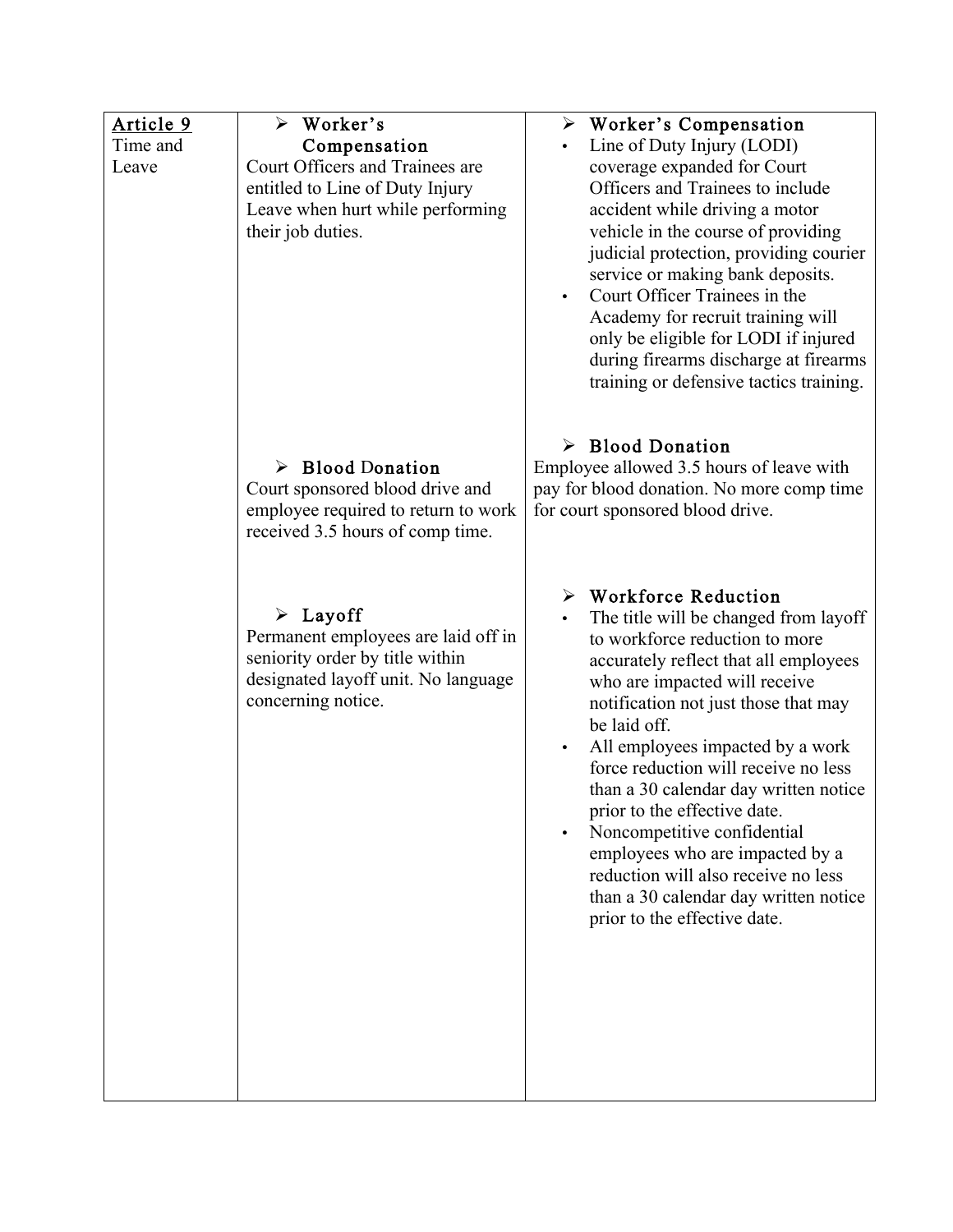| | | |
|---|---|---|
| **Article 9**<br>Time and Leave | ➢ **Worker's Compensation**<br>Court Officers and Trainees are entitled to Line of Duty Injury Leave when hurt while performing their job duties. | ➢ **Worker's Compensation**<br>• Line of Duty Injury (LODI) coverage expanded for Court Officers and Trainees to include accident while driving a motor vehicle in the course of providing judicial protection, providing courier service or making bank deposits.<br>• Court Officer Trainees in the Academy for recruit training will only be eligible for LODI if injured during firearms discharge at firearms training or defensive tactics training. |
| | ➢ **Blood Donation**<br>Court sponsored blood drive and employee required to return to work received 3.5 hours of comp time. | ➢ **Blood Donation**<br>Employee allowed 3.5 hours of leave with pay for blood donation. No more comp time for court sponsored blood drive. |
| | ➢ **Layoff**<br>Permanent employees are laid off in seniority order by title within designated layoff unit. No language concerning notice. | ➢ **Workforce Reduction**<br>• The title will be changed from layoff to workforce reduction to more accurately reflect that all employees who are impacted will receive notification not just those that may be laid off.<br>• All employees impacted by a work force reduction will receive no less than a 30 calendar day written notice prior to the effective date.<br>• Noncompetitive confidential employees who are impacted by a reduction will also receive no less than a 30 calendar day written notice prior to the effective date. |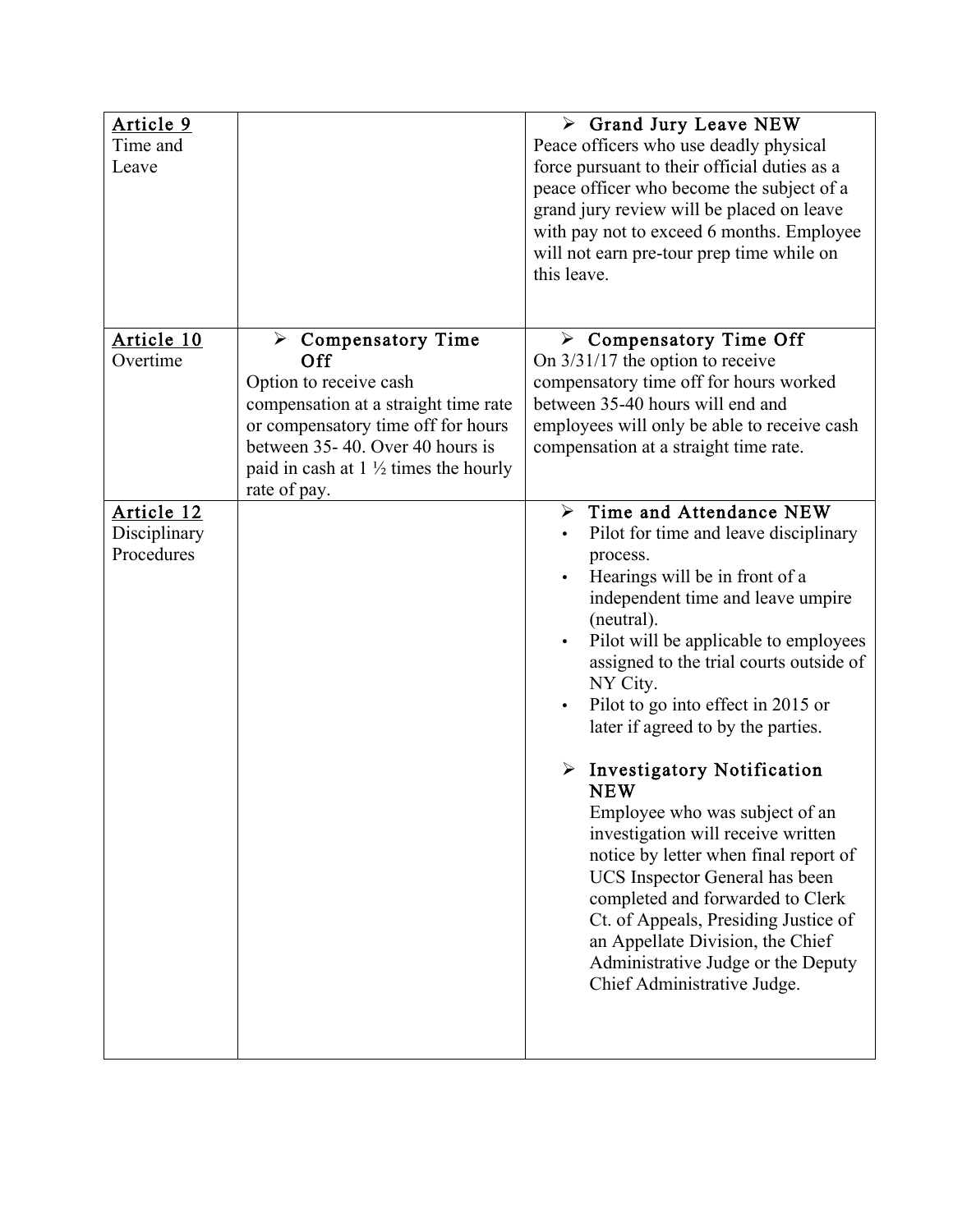| | | |
|---|---|---|
| <u>Article 9</u><br>Time and Leave | | ➢ **Grand Jury Leave NEW**<br>Peace officers who use deadly physical force pursuant to their official duties as a peace officer who become the subject of a grand jury review will be placed on leave with pay not to exceed 6 months. Employee will not earn pre-tour prep time while on this leave. |
| <u>Article 10</u><br>Overtime | ➢ **Compensatory Time Off**<br>Option to receive cash compensation at a straight time rate or compensatory time off for hours between 35- 40. Over 40 hours is paid in cash at 1 ½ times the hourly rate of pay. | ➢ **Compensatory Time Off**<br>On 3/31/17 the option to receive compensatory time off for hours worked between 35-40 hours will end and employees will only be able to receive cash compensation at a straight time rate. |
| <u>Article 12</u><br>Disciplinary Procedures | | ➢ **Time and Attendance NEW**<br>• Pilot for time and leave disciplinary process.<br>• Hearings will be in front of a independent time and leave umpire (neutral).<br>• Pilot will be applicable to employees assigned to the trial courts outside of NY City.<br>• Pilot to go into effect in 2015 or later if agreed to by the parties.<br><br>➢ **Investigatory Notification NEW**<br>Employee who was subject of an investigation will receive written notice by letter when final report of UCS Inspector General has been completed and forwarded to Clerk Ct. of Appeals, Presiding Justice of an Appellate Division, the Chief Administrative Judge or the Deputy Chief Administrative Judge. |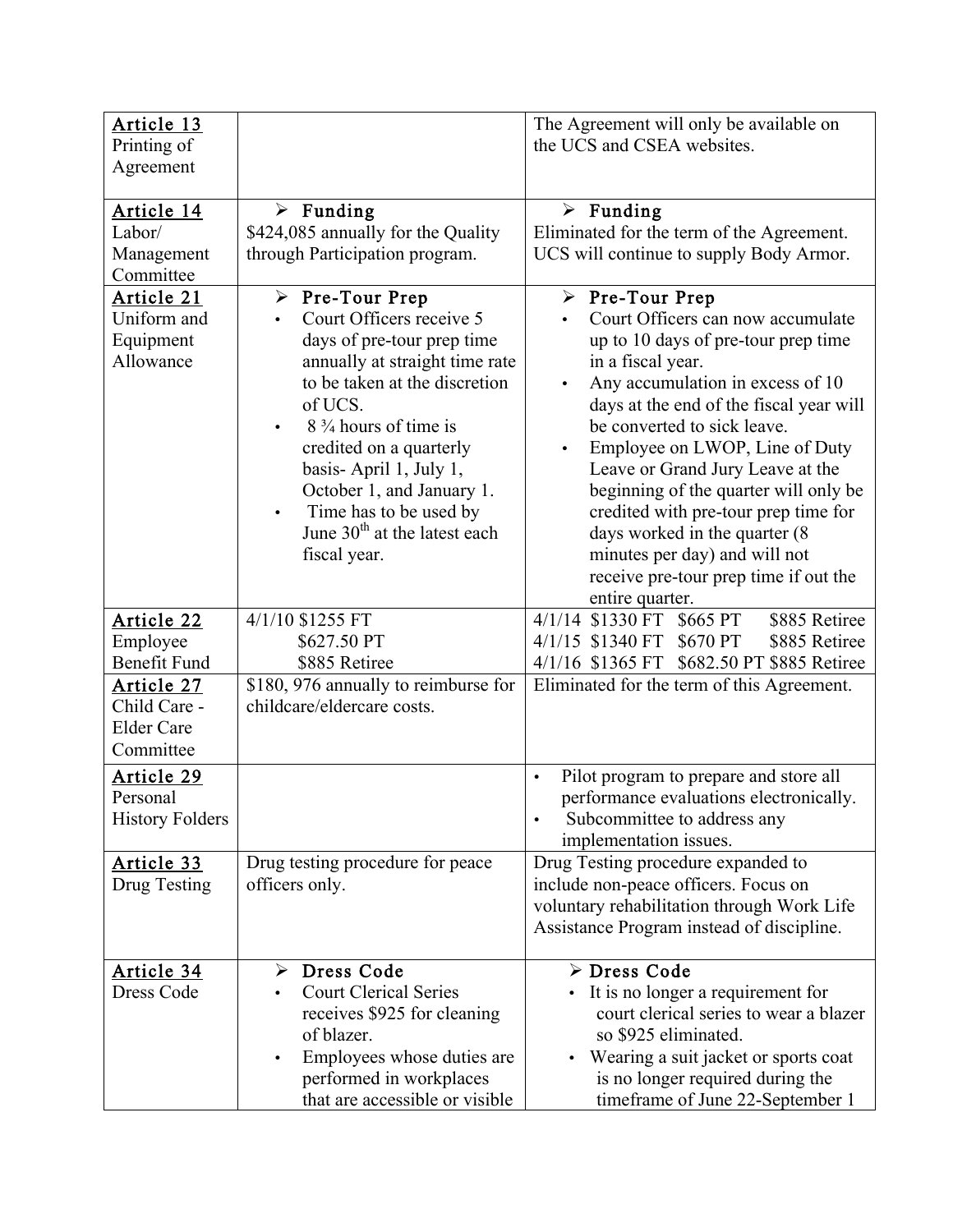| | | |
|---|---|---|
| **Article 13** Printing of Agreement | | The Agreement will only be available on the UCS and CSEA websites. |
| **Article 14** Labor/ Management Committee | ➢ **Funding**<br>$424,085 annually for the Quality through Participation program. | ➢ **Funding**<br>Eliminated for the term of the Agreement. UCS will continue to supply Body Armor. |
| **Article 21** Uniform and Equipment Allowance | ➢ **Pre-Tour Prep**<br>• Court Officers receive 5 days of pre-tour prep time annually at straight time rate to be taken at the discretion of UCS.<br>• 8 ¾ hours of time is credited on a quarterly basis- April 1, July 1, October 1, and January 1.<br>• Time has to be used by June 30th at the latest each fiscal year. | ➢ **Pre-Tour Prep**<br>• Court Officers can now accumulate up to 10 days of pre-tour prep time in a fiscal year.<br>• Any accumulation in excess of 10 days at the end of the fiscal year will be converted to sick leave.<br>• Employee on LWOP, Line of Duty Leave or Grand Jury Leave at the beginning of the quarter will only be credited with pre-tour prep time for days worked in the quarter (8 minutes per day) and will not receive pre-tour prep time if out the entire quarter. |
| **Article 22** Employee Benefit Fund | 4/1/10 $1255 FT<br>$627.50 PT<br>$885 Retiree | 4/1/14 $1330 FT $665 PT $885 Retiree<br>4/1/15 $1340 FT $670 PT $885 Retiree<br>4/1/16 $1365 FT $682.50 PT $885 Retiree |
| **Article 27** Child Care - Elder Care Committee | $180, 976 annually to reimburse for childcare/eldercare costs. | Eliminated for the term of this Agreement. |
| **Article 29** Personal History Folders | | • Pilot program to prepare and store all performance evaluations electronically.<br>• Subcommittee to address any implementation issues. |
| **Article 33** Drug Testing | Drug testing procedure for peace officers only. | Drug Testing procedure expanded to include non-peace officers. Focus on voluntary rehabilitation through Work Life Assistance Program instead of discipline. |
| **Article 34** Dress Code | ➢ **Dress Code**<br>• Court Clerical Series receives $925 for cleaning of blazer.<br>• Employees whose duties are performed in workplaces that are accessible or visible | ➢ **Dress Code**<br>• It is no longer a requirement for court clerical series to wear a blazer so $925 eliminated.<br>• Wearing a suit jacket or sports coat is no longer required during the timeframe of June 22-September 1 |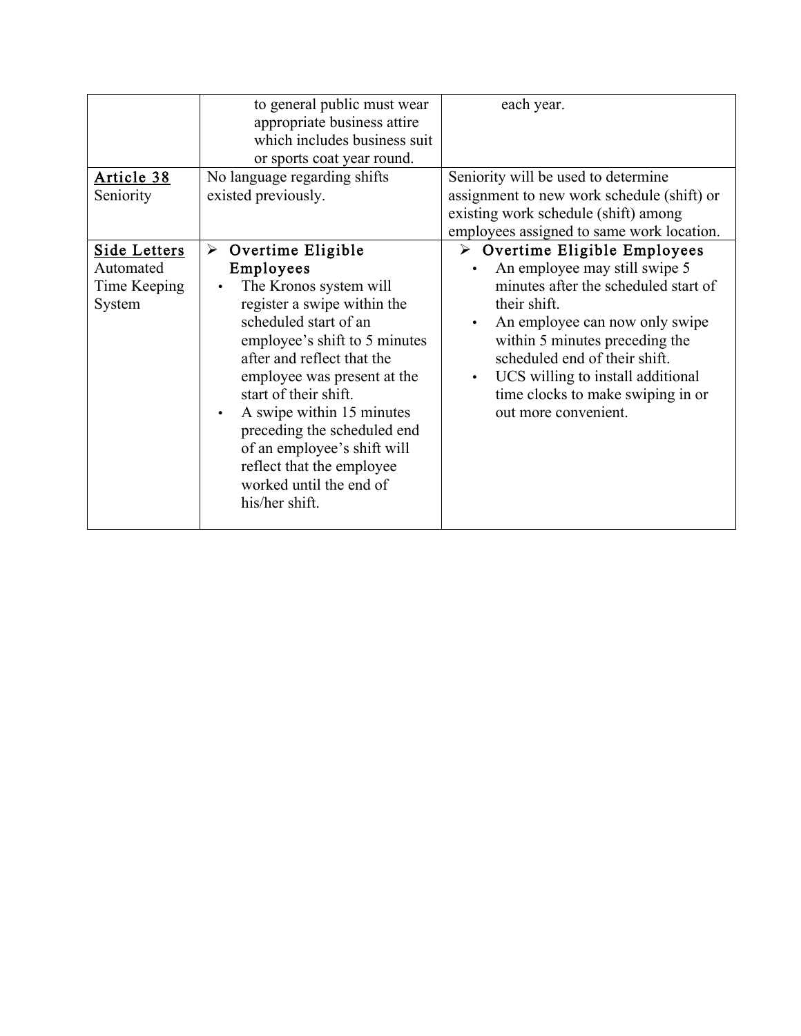| | | |
|---|---|---|
| | to general public must wear appropriate business attire which includes business suit or sports coat year round. | each year. |
| **Article 38** Seniority | No language regarding shifts existed previously. | Seniority will be used to determine assignment to new work schedule (shift) or existing work schedule (shift) among employees assigned to same work location. |
| **Side Letters** Automated Time Keeping System | ➢ **Overtime Eligible Employees**<br>• The Kronos system will register a swipe within the scheduled start of an employee's shift to 5 minutes after and reflect that the employee was present at the start of their shift.<br>• A swipe within 15 minutes preceding the scheduled end of an employee's shift will reflect that the employee worked until the end of his/her shift. | ➢ **Overtime Eligible Employees**<br>• An employee may still swipe 5 minutes after the scheduled start of their shift.<br>• An employee can now only swipe within 5 minutes preceding the scheduled end of their shift.<br>• UCS willing to install additional time clocks to make swiping in or out more convenient. |